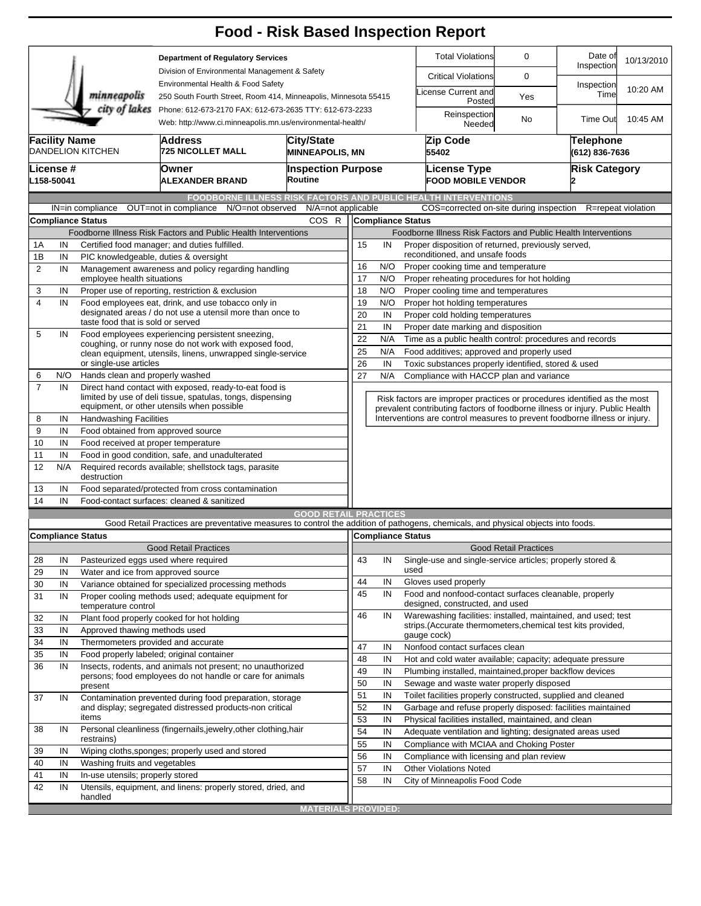# Food - Risk Based Inspection Report

minneapolis city of lakes

**Department of Regulatory Services**
Division of Environmental Management & Safety
Environmental Health & Food Safety
250 South Fourth Street, Room 414, Minneapolis, Minnesota 55415
Phone: 612-673-2170 FAX: 612-673-2635 TTY: 612-673-2233
Web: http://www.ci.minneapolis.mn.us/environmental-health/

| | | | |
|---|---|---|---|
| Total Violations | 0 | Date of Inspection | 10/13/2010 |
| Critical Violations | 0 | Inspection Time | 10:20 AM |
| License Current and Posted | Yes | | |
| Reinspection Needed | No | Time Out | 10:45 AM |

| Facility Name | Address | City/State | Zip Code | Telephone |
|---|---|---|---|---|
| DANDELION KITCHEN | 725 NICOLLET MALL | MINNEAPOLIS, MN | 55402 | (612) 836-7636 |

| License # | Owner | Inspection Purpose | License Type | Risk Category |
|---|---|---|---|---|
| L158-50041 | ALEXANDER BRAND | Routine | FOOD MOBILE VENDOR | 2 |

## FOODBORNE ILLNESS RISK FACTORS AND PUBLIC HEALTH INTERVENTIONS

IN=in compliance OUT=not in compliance N/O=not observed N/A=not applicable COS=corrected on-site during inspection R=repeat violation

| # | Compliance Status | Foodborne Illness Risk Factors and Public Health Interventions | COS | R |
|---|---|---|---|---|
| 1A | IN | Certified food manager; and duties fulfilled. | | |
| 1B | IN | PIC knowledgeable, duties & oversight | | |
| 2 | IN | Management awareness and policy regarding handling employee health situations | | |
| 3 | IN | Proper use of reporting, restriction & exclusion | | |
| 4 | IN | Food employees eat, drink, and use tobacco only in designated areas / do not use a utensil more than once to taste food that is sold or served | | |
| 5 | IN | Food employees experiencing persistent sneezing, coughing, or runny nose do not work with exposed food, clean equipment, utensils, linens, unwrapped single-service or single-use articles | | |
| 6 | N/O | Hands clean and properly washed | | |
| 7 | IN | Direct hand contact with exposed, ready-to-eat food is limited by use of deli tissue, spatulas, tongs, dispensing equipment, or other utensils when possible | | |
| 8 | IN | Handwashing Facilities | | |
| 9 | IN | Food obtained from approved source | | |
| 10 | IN | Food received at proper temperature | | |
| 11 | IN | Food in good condition, safe, and unadulterated | | |
| 12 | N/A | Required records available; shellstock tags, parasite destruction | | |
| 13 | IN | Food separated/protected from cross contamination | | |
| 14 | IN | Food-contact surfaces: cleaned & sanitized | | |
| 15 | IN | Proper disposition of returned, previously served, reconditioned, and unsafe foods | | |
| 16 | N/O | Proper cooking time and temperature | | |
| 17 | N/O | Proper reheating procedures for hot holding | | |
| 18 | N/O | Proper cooling time and temperatures | | |
| 19 | N/O | Proper hot holding temperatures | | |
| 20 | IN | Proper cold holding temperatures | | |
| 21 | IN | Proper date marking and disposition | | |
| 22 | N/A | Time as a public health control: procedures and records | | |
| 25 | N/A | Food additives; approved and properly used | | |
| 26 | IN | Toxic substances properly identified, stored & used | | |
| 27 | N/A | Compliance with HACCP plan and variance | | |

Risk factors are improper practices or procedures identified as the most prevalent contributing factors of foodborne illness or injury. Public Health Interventions are control measures to prevent foodborne illness or injury.

## GOOD RETAIL PRACTICES

Good Retail Practices are preventative measures to control the addition of pathogens, chemicals, and physical objects into foods.

| # | Compliance Status | Good Retail Practices |
|---|---|---|
| 28 | IN | Pasteurized eggs used where required |
| 29 | IN | Water and ice from approved source |
| 30 | IN | Variance obtained for specialized processing methods |
| 31 | IN | Proper cooling methods used; adequate equipment for temperature control |
| 32 | IN | Plant food properly cooked for hot holding |
| 33 | IN | Approved thawing methods used |
| 34 | IN | Thermometers provided and accurate |
| 35 | IN | Food properly labeled; original container |
| 36 | IN | Insects, rodents, and animals not present; no unauthorized persons; food employees do not handle or care for animals present |
| 37 | IN | Contamination prevented during food preparation, storage and display; segregated distressed products-non critical items |
| 38 | IN | Personal cleanliness (fingernails,jewelry,other clothing,hair restrains) |
| 39 | IN | Wiping cloths,sponges; properly used and stored |
| 40 | IN | Washing fruits and vegetables |
| 41 | IN | In-use utensils; properly stored |
| 42 | IN | Utensils, equipment, and linens: properly stored, dried, and handled |
| 43 | IN | Single-use and single-service articles; properly stored & used |
| 44 | IN | Gloves used properly |
| 45 | IN | Food and nonfood-contact surfaces cleanable, properly designed, constructed, and used |
| 46 | IN | Warewashing facilities: installed, maintained, and used; test strips.(Accurate thermometers,chemical test kits provided, gauge cock) |
| 47 | IN | Nonfood contact surfaces clean |
| 48 | IN | Hot and cold water available; capacity; adequate pressure |
| 49 | IN | Plumbing installed, maintained,proper backflow devices |
| 50 | IN | Sewage and waste water properly disposed |
| 51 | IN | Toilet facilities properly constructed, supplied and cleaned |
| 52 | IN | Garbage and refuse properly disposed: facilities maintained |
| 53 | IN | Physical facilities installed, maintained, and clean |
| 54 | IN | Adequate ventilation and lighting; designated areas used |
| 55 | IN | Compliance with MCIAA and Choking Poster |
| 56 | IN | Compliance with licensing and plan review |
| 57 | IN | Other Violations Noted |
| 58 | IN | City of Minneapolis Food Code |

## MATERIALS PROVIDED: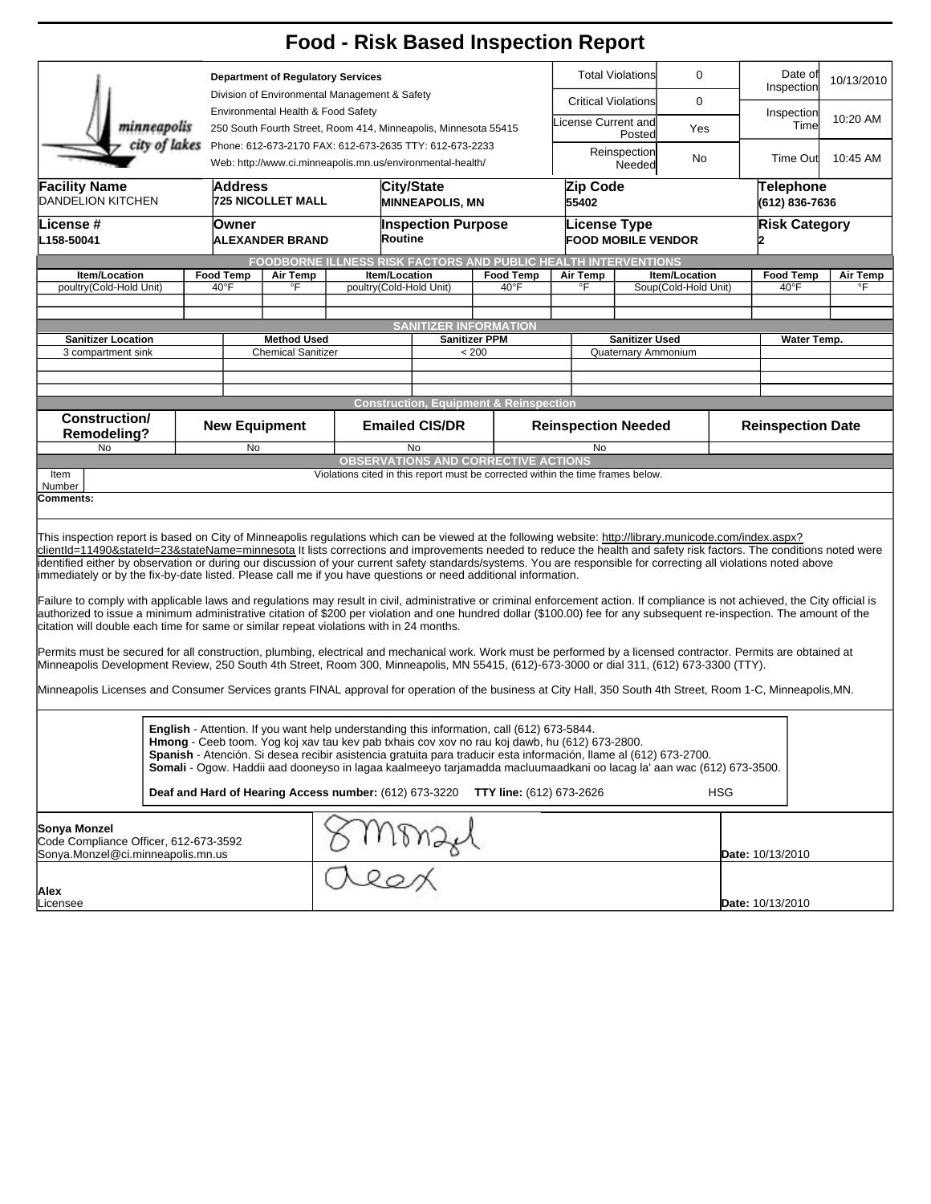# Food - Risk Based Inspection Report

| | | | |
|---|---|---|---|
| **Department of Regulatory Services**<br>Division of Environmental Management & Safety<br>Environmental Health & Food Safety<br>250 South Fourth Street, Room 414, Minneapolis, Minnesota 55415<br>Phone: 612-673-2170 FAX: 612-673-2635 TTY: 612-673-2233<br>Web: http://www.ci.minneapolis.mn.us/environmental-health/ | Total Violations: 0<br>Critical Violations: 0<br>License Current and Posted: Yes<br>Reinspection Needed: No | Date of Inspection: 10/13/2010<br>Inspection Time: 10:20 AM<br>Time Out: 10:45 AM | |

| Facility Name | Address | City/State | Zip Code | Telephone |
|---|---|---|---|---|
| DANDELION KITCHEN | 725 NICOLLET MALL | MINNEAPOLIS, MN | 55402 | (612) 836-7636 |

| License # | Owner | Inspection Purpose | License Type | Risk Category |
|---|---|---|---|---|
| L158-50041 | ALEXANDER BRAND | Routine | FOOD MOBILE VENDOR | 2 |

## FOODBORNE ILLNESS RISK FACTORS AND PUBLIC HEALTH INTERVENTIONS

| Item/Location | Food Temp | Air Temp | Item/Location | Food Temp | Air Temp | Item/Location | Food Temp | Air Temp |
|---|---|---|---|---|---|---|---|---|
| poultry(Cold-Hold Unit) | 40°F | °F | poultry(Cold-Hold Unit) | 40°F | °F | Soup(Cold-Hold Unit) | 40°F | °F |

## SANITIZER INFORMATION

| Sanitizer Location | Method Used | Sanitizer PPM | Sanitizer Used | Water Temp. |
|---|---|---|---|---|
| 3 compartment sink | Chemical Sanitizer | < 200 | Quaternary Ammonium | |

## Construction, Equipment & Reinspection

| Construction/ Remodeling? | New Equipment | Emailed CIS/DR | Reinspection Needed | Reinspection Date |
|---|---|---|---|---|
| No | No | No | No | |

## OBSERVATIONS AND CORRECTIVE ACTIONS

| Item Number | Violations cited in this report must be corrected within the time frames below. |
|---|---|

**Comments:**

This inspection report is based on City of Minneapolis regulations which can be viewed at the following website: http://library.municode.com/index.aspx?clientId=11490&stateId=23&stateName=minnesota It lists corrections and improvements needed to reduce the health and safety risk factors. The conditions noted were identified either by observation or during our discussion of your current safety standards/systems. You are responsible for correcting all violations noted above immediately or by the fix-by-date listed. Please call me if you have questions or need additional information.

Failure to comply with applicable laws and regulations may result in civil, administrative or criminal enforcement action. If compliance is not achieved, the City official is authorized to issue a minimum administrative citation of $200 per violation and one hundred dollar ($100.00) fee for any subsequent re-inspection. The amount of the citation will double each time for same or similar repeat violations with in 24 months.

Permits must be secured for all construction, plumbing, electrical and mechanical work. Work must be performed by a licensed contractor. Permits are obtained at Minneapolis Development Review, 250 South 4th Street, Room 300, Minneapolis, MN 55415, (612)-673-3000 or dial 311, (612) 673-3300 (TTY).

Minneapolis Licenses and Consumer Services grants FINAL approval for operation of the business at City Hall, 350 South 4th Street, Room 1-C, Minneapolis,MN.

**English** - Attention. If you want help understanding this information, call (612) 673-5844.
**Hmong** - Ceeb toom. Yog koj xav tau kev pab txhais cov xov no rau koj dawb, hu (612) 673-2800.
**Spanish** - Atención. Si desea recibir asistencia gratuita para traducir esta información, llame al (612) 673-2700.
**Somali** - Ogow. Haddii aad dooneyso in lagaa kaalmeeyo tarjamadda macluumaadkani oo lacag la' aan wac (612) 673-3500.

**Deaf and Hard of Hearing Access number:** (612) 673-3220 **TTY line:** (612) 673-2626 HSG

**Sonya Monzel**
Code Compliance Officer, 612-673-3592
Sonya.Monzel@ci.minneapolis.mn.us
**Date:** 10/13/2010

**Alex**
Licensee
**Date:** 10/13/2010